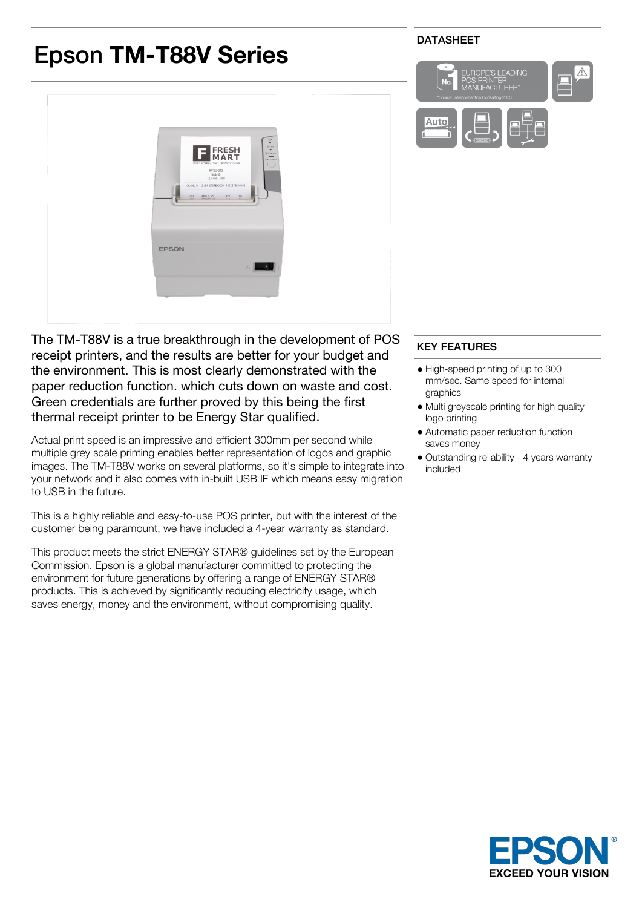# Epson **TM-T88V Series**

DATASHEET

The TM-T88V is a true breakthrough in the development of POS receipt printers, and the results are better for your budget and the environment. This is most clearly demonstrated with the paper reduction function. which cuts down on waste and cost. Green credentials are further proved by this being the first thermal receipt printer to be Energy Star qualified.

Actual print speed is an impressive and efficient 300mm per second while multiple grey scale printing enables better representation of logos and graphic images. The TM-T88V works on several platforms, so it's simple to integrate into your network and it also comes with in-built USB IF which means easy migration to USB in the future.

This is a highly reliable and easy-to-use POS printer, but with the interest of the customer being paramount, we have included a 4-year warranty as standard.

This product meets the strict ENERGY STAR® guidelines set by the European Commission. Epson is a global manufacturer committed to protecting the environment for future generations by offering a range of ENERGY STAR® products. This is achieved by significantly reducing electricity usage, which saves energy, money and the environment, without compromising quality.

## KEY FEATURES

- High-speed printing of up to 300 mm/sec. Same speed for internal graphics
- Multi greyscale printing for high quality logo printing
- Automatic paper reduction function saves money
- Outstanding reliability - 4 years warranty included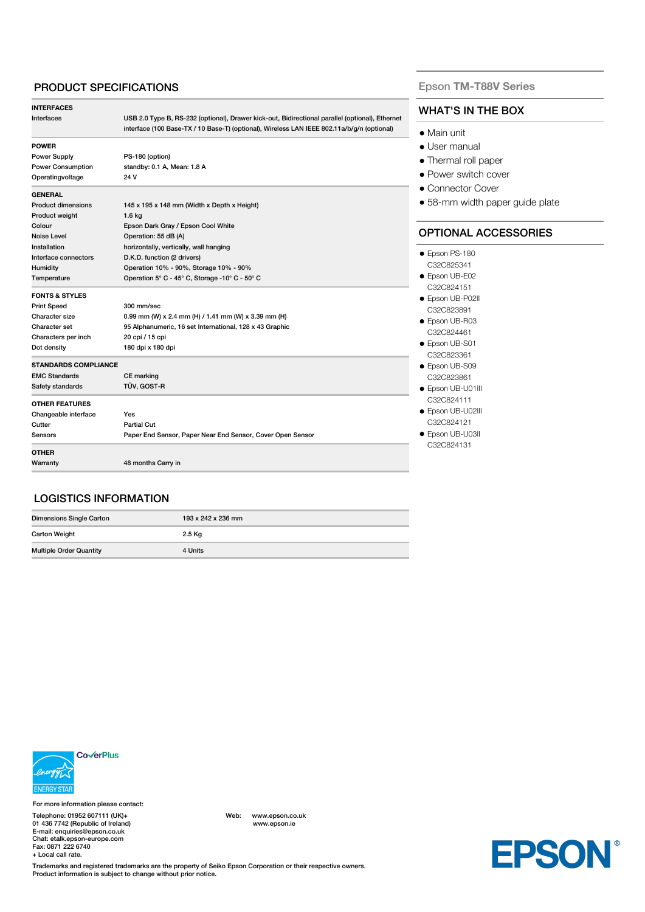## PRODUCT SPECIFICATIONS

| | |
|---|---|
| **INTERFACES** | |
| Interfaces | USB 2.0 Type B, RS-232 (optional), Drawer kick-out, Bidirectional parallel (optional), Ethernet interface (100 Base-TX / 10 Base-T) (optional), Wireless LAN IEEE 802.11a/b/g/n (optional) |
| **POWER** | |
| Power Supply | PS-180 (option) |
| Power Consumption | standby: 0.1 A, Mean: 1.8 A |
| Operatingvoltage | 24 V |
| **GENERAL** | |
| Product dimensions | 145 x 195 x 148 mm (Width x Depth x Height) |
| Product weight | 1.6 kg |
| Colour | Epson Dark Gray / Epson Cool White |
| Noise Level | Operation: 55 dB (A) |
| Installation | horizontally, vertically, wall hanging |
| Interface connectors | D.K.D. function (2 drivers) |
| Humidity | Operation 10% - 90%, Storage 10% - 90% |
| Temperature | Operation 5° C - 45° C, Storage -10° C - 50° C |
| **FONTS & STYLES** | |
| Print Speed | 300 mm/sec |
| Character size | 0.99 mm (W) x 2.4 mm (H) / 1.41 mm (W) x 3.39 mm (H) |
| Character set | 95 Alphanumeric, 16 set International, 128 x 43 Graphic |
| Characters per inch | 20 cpi / 15 cpi |
| Dot density | 180 dpi x 180 dpi |
| **STANDARDS COMPLIANCE** | |
| EMC Standards | CE marking |
| Safety standards | TÜV, GOST-R |
| **OTHER FEATURES** | |
| Changeable interface | Yes |
| Cutter | Partial Cut |
| Sensors | Paper End Sensor, Paper Near End Sensor, Cover Open Sensor |
| **OTHER** | |
| Warranty | 48 months Carry in |

## LOGISTICS INFORMATION

| | |
|---|---|
| Dimensions Single Carton | 193 x 242 x 236 mm |
| Carton Weight | 2.5 Kg |
| Multiple Order Quantity | 4 Units |

Epson **TM-T88V Series**

## WHAT'S IN THE BOX

- Main unit
- User manual
- Thermal roll paper
- Power switch cover
- Connector Cover
- 58-mm width paper guide plate

## OPTIONAL ACCESSORIES

- Epson PS-180 C32C825341
- Epson UB-E02 C32C824151
- Epson UB-P02II C32C823891
- Epson UB-R03 C32C824461
- Epson UB-S01 C32C823361
- Epson UB-S09 C32C823861
- Epson UB-U01III C32C824111
- Epson UB-U02III C32C824121
- Epson UB-U03II C32C824131

CoverPlus

ENERGY STAR

For more information please contact:

Telephone: 01952 607111 (UK)+
01 436 7742 (Republic of Ireland)
E-mail: enquiries@epson.co.uk
Chat: etalk.epson-europe.com
Fax: 0871 222 6740
+ Local call rate.

Web: www.epson.co.uk
www.epson.ie

Trademarks and registered trademarks are the property of Seiko Epson Corporation or their respective owners.
Product information is subject to change without prior notice.

EPSON®